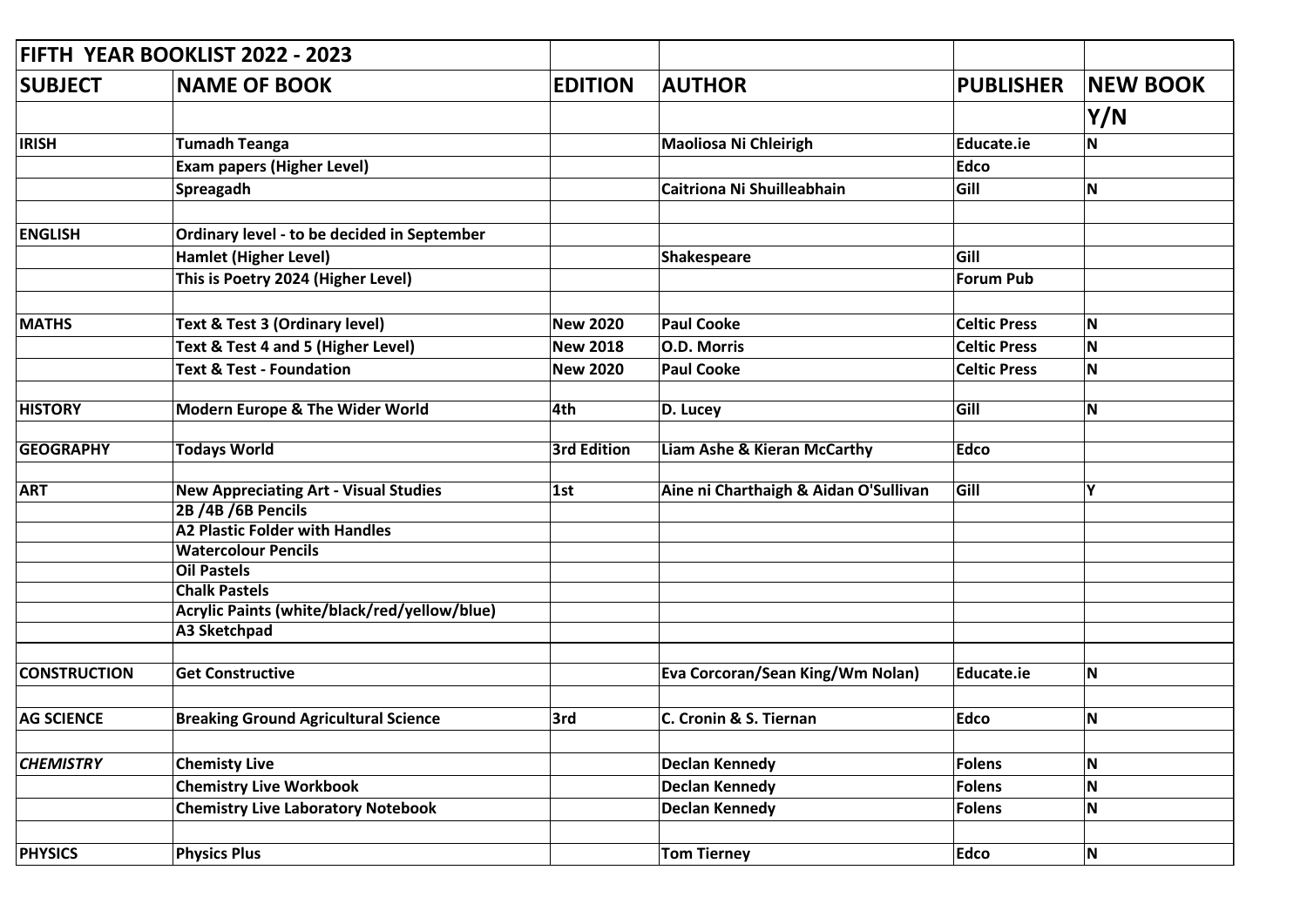| FIFTH YEAR BOOKLIST 2022 - 2023 | | | | | |
|---|---|---|---|---|---|
| **SUBJECT** | **NAME OF BOOK** | **EDITION** | **AUTHOR** | **PUBLISHER** | **NEW BOOK** |
| | | | | | **Y/N** |
| **IRISH** | **Tumadh Teanga** | | **Maoliosa Ni Chleirigh** | **Educate.ie** | **N** |
| | **Exam papers (Higher Level)** | | | **Edco** | |
| | **Spreagadh** | | **Caitriona Ni Shuilleabhain** | **Gill** | **N** |
| | | | | | |
| **ENGLISH** | **Ordinary level - to be decided in September** | | | | |
| | **Hamlet (Higher Level)** | | **Shakespeare** | **Gill** | |
| | **This is Poetry 2024 (Higher Level)** | | | **Forum Pub** | |
| | | | | | |
| **MATHS** | **Text & Test 3 (Ordinary level)** | **New 2020** | **Paul Cooke** | **Celtic Press** | **N** |
| | **Text & Test 4 and 5 (Higher Level)** | **New 2018** | **O.D. Morris** | **Celtic Press** | **N** |
| | **Text & Test - Foundation** | **New 2020** | **Paul Cooke** | **Celtic Press** | **N** |
| | | | | | |
| **HISTORY** | **Modern Europe & The Wider World** | **4th** | **D. Lucey** | **Gill** | **N** |
| | | | | | |
| **GEOGRAPHY** | **Todays World** | **3rd Edition** | **Liam Ashe & Kieran McCarthy** | **Edco** | |
| | | | | | |
| **ART** | **New Appreciating Art - Visual Studies** | **1st** | **Aine ni Charthaigh & Aidan O'Sullivan** | **Gill** | **Y** |
| | **2B /4B /6B Pencils** | | | | |
| | **A2 Plastic Folder with Handles** | | | | |
| | **Watercolour Pencils** | | | | |
| | **Oil Pastels** | | | | |
| | **Chalk Pastels** | | | | |
| | **Acrylic Paints (white/black/red/yellow/blue)** | | | | |
| | **A3 Sketchpad** | | | | |
| | | | | | |
| **CONSTRUCTION** | **Get Constructive** | | **Eva Corcoran/Sean King/Wm Nolan)** | **Educate.ie** | **N** |
| | | | | | |
| **AG SCIENCE** | **Breaking Ground Agricultural Science** | **3rd** | **C. Cronin & S. Tiernan** | **Edco** | **N** |
| | | | | | |
| ***CHEMISTRY*** | **Chemisty Live** | | **Declan Kennedy** | **Folens** | **N** |
| | **Chemistry Live Workbook** | | **Declan Kennedy** | **Folens** | **N** |
| | **Chemistry Live Laboratory Notebook** | | **Declan Kennedy** | **Folens** | **N** |
| | | | | | |
| **PHYSICS** | **Physics Plus** | | **Tom Tierney** | **Edco** | **N** |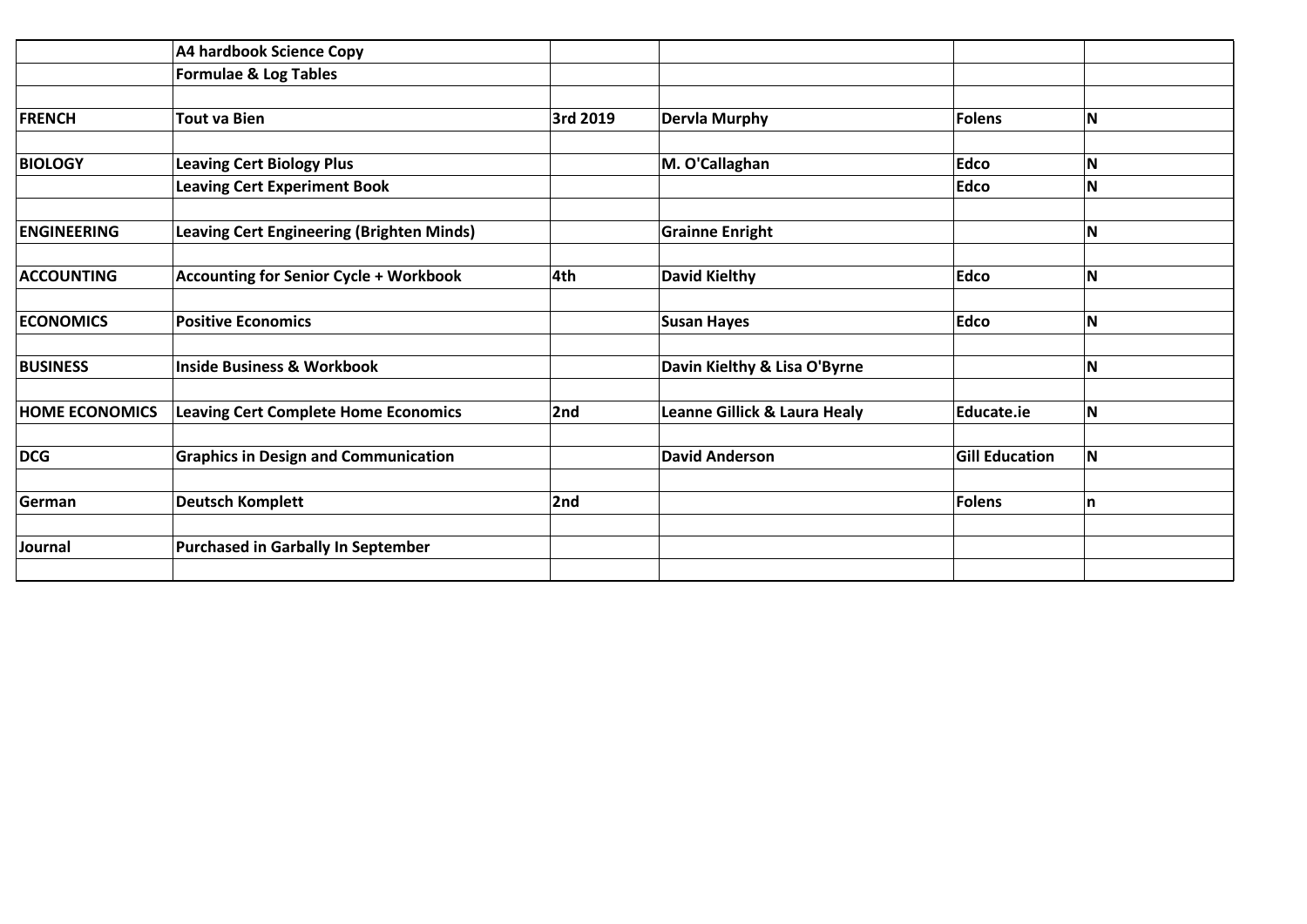| | | | | | |
|---|---|---|---|---|---|
| | **A4 hardbook Science Copy** | | | | |
| | **Formulae & Log Tables** | | | | |
| | | | | | |
| **FRENCH** | **Tout va Bien** | **3rd 2019** | **Dervla Murphy** | **Folens** | **N** |
| | | | | | |
| **BIOLOGY** | **Leaving Cert Biology Plus** | | **M. O'Callaghan** | **Edco** | **N** |
| | **Leaving Cert Experiment Book** | | | **Edco** | **N** |
| | | | | | |
| **ENGINEERING** | **Leaving Cert Engineering (Brighten Minds)** | | **Grainne Enright** | | **N** |
| | | | | | |
| **ACCOUNTING** | **Accounting for Senior Cycle + Workbook** | **4th** | **David Kielthy** | **Edco** | **N** |
| | | | | | |
| **ECONOMICS** | **Positive Economics** | | **Susan Hayes** | **Edco** | **N** |
| | | | | | |
| **BUSINESS** | **Inside Business & Workbook** | | **Davin Kielthy & Lisa O'Byrne** | | **N** |
| | | | | | |
| **HOME ECONOMICS** | **Leaving Cert Complete Home Economics** | **2nd** | **Leanne Gillick & Laura Healy** | **Educate.ie** | **N** |
| | | | | | |
| **DCG** | **Graphics in Design and Communication** | | **David Anderson** | **Gill Education** | **N** |
| | | | | | |
| **German** | **Deutsch Komplett** | **2nd** | | **Folens** | **n** |
| | | | | | |
| **Journal** | **Purchased in Garbally In September** | | | | |
| | | | | | |